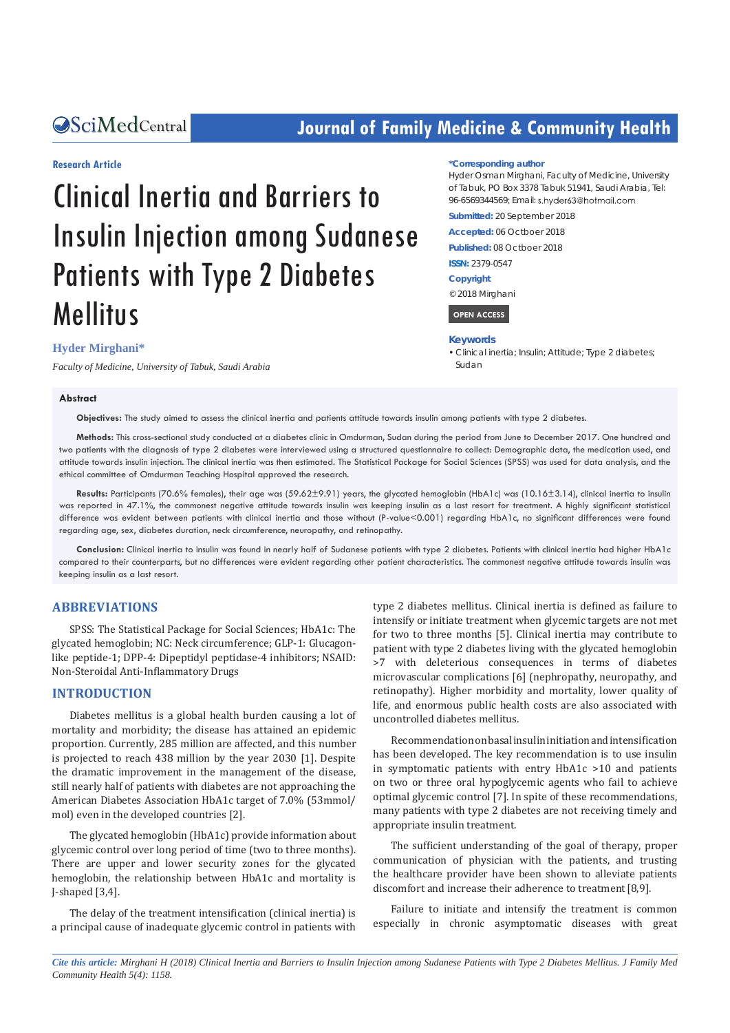Research Article

# Clinical Inertia and Barriers to Insulin Injection among Sudanese Patients with Type 2 Diabetes Mellitus

**Hyder Mirghani***

*Faculty of Medicine, University of Tabuk, Saudi Arabia*

**\*Corresponding author**

Hyder Osman Mirghani, Faculty of Medicine, University of Tabuk, PO Box 3378 Tabuk 51941, Saudi Arabia, Tel: 96-6569344569; Email: s.hyder63@hotmail.com

**Submitted:** 20 September 2018

**Accepted:** 06 Octboer 2018

**Published:** 08 Octboer 2018

**ISSN:** 2379-0547

**Copyright**

© 2018 Mirghani

OPEN ACCESS

**Keywords**

- Clinical inertia; Insulin; Attitude; Type 2 diabetes; Sudan

## Abstract

**Objectives:** The study aimed to assess the clinical inertia and patients attitude towards insulin among patients with type 2 diabetes.

**Methods:** This cross-sectional study conducted at a diabetes clinic in Omdurman, Sudan during the period from June to December 2017. One hundred and two patients with the diagnosis of type 2 diabetes were interviewed using a structured questionnaire to collect: Demographic data, the medication used, and attitude towards insulin injection. The clinical inertia was then estimated. The Statistical Package for Social Sciences (SPSS) was used for data analysis, and the ethical committee of Omdurman Teaching Hospital approved the research.

**Results:** Participants (70.6% females), their age was (59.62±9.91) years, the glycated hemoglobin (HbA1c) was (10.16±3.14), clinical inertia to insulin was reported in 47.1%, the commonest negative attitude towards insulin was keeping insulin as a last resort for treatment. A highly significant statistical difference was evident between patients with clinical inertia and those without (P-value<0.001) regarding HbA1c, no significant differences were found regarding age, sex, diabetes duration, neck circumference, neuropathy, and retinopathy.

**Conclusion:** Clinical inertia to insulin was found in nearly half of Sudanese patients with type 2 diabetes. Patients with clinical inertia had higher HbA1c compared to their counterparts, but no differences were evident regarding other patient characteristics. The commonest negative attitude towards insulin was keeping insulin as a last resort.

## ABBREVIATIONS

SPSS: The Statistical Package for Social Sciences; HbA1c: The glycated hemoglobin; NC: Neck circumference; GLP-1: Glucagon-like peptide-1; DPP-4: Dipeptidyl peptidase-4 inhibitors; NSAID: Non-Steroidal Anti-Inflammatory Drugs

## INTRODUCTION

Diabetes mellitus is a global health burden causing a lot of mortality and morbidity; the disease has attained an epidemic proportion. Currently, 285 million are affected, and this number is projected to reach 438 million by the year 2030 [1]. Despite the dramatic improvement in the management of the disease, still nearly half of patients with diabetes are not approaching the American Diabetes Association HbA1c target of 7.0% (53mmol/mol) even in the developed countries [2].

The glycated hemoglobin (HbA1c) provide information about glycemic control over long period of time (two to three months). There are upper and lower security zones for the glycated hemoglobin, the relationship between HbA1c and mortality is J-shaped [3,4].

The delay of the treatment intensification (clinical inertia) is a principal cause of inadequate glycemic control in patients with type 2 diabetes mellitus. Clinical inertia is defined as failure to intensify or initiate treatment when glycemic targets are not met for two to three months [5]. Clinical inertia may contribute to patient with type 2 diabetes living with the glycated hemoglobin >7 with deleterious consequences in terms of diabetes microvascular complications [6] (nephropathy, neuropathy, and retinopathy). Higher morbidity and mortality, lower quality of life, and enormous public health costs are also associated with uncontrolled diabetes mellitus.

Recommendation on basal insulin initiation and intensification has been developed. The key recommendation is to use insulin in symptomatic patients with entry HbA1c >10 and patients on two or three oral hypoglycemic agents who fail to achieve optimal glycemic control [7]. In spite of these recommendations, many patients with type 2 diabetes are not receiving timely and appropriate insulin treatment.

The sufficient understanding of the goal of therapy, proper communication of physician with the patients, and trusting the healthcare provider have been shown to alleviate patients discomfort and increase their adherence to treatment [8,9].

Failure to initiate and intensify the treatment is common especially in chronic asymptomatic diseases with great

*Cite this article: Mirghani H (2018) Clinical Inertia and Barriers to Insulin Injection among Sudanese Patients with Type 2 Diabetes Mellitus. J Family Med Community Health 5(4): 1158.*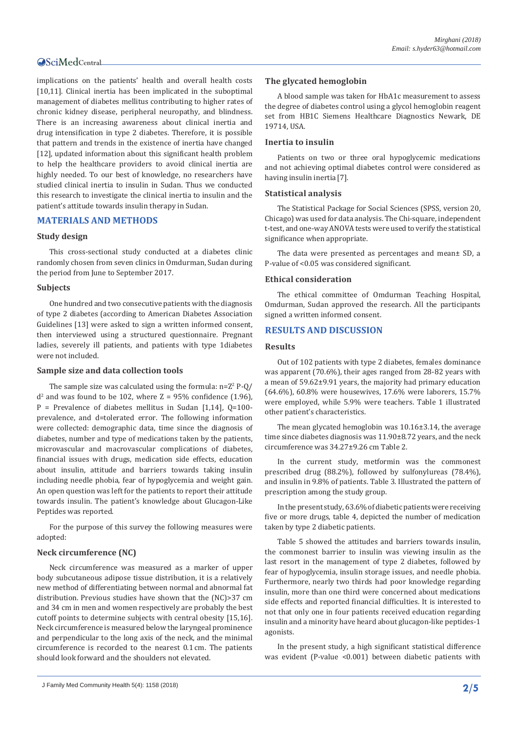implications on the patients' health and overall health costs [10,11]. Clinical inertia has been implicated in the suboptimal management of diabetes mellitus contributing to higher rates of chronic kidney disease, peripheral neuropathy, and blindness. There is an increasing awareness about clinical inertia and drug intensification in type 2 diabetes. Therefore, it is possible that pattern and trends in the existence of inertia have changed [12], updated information about this significant health problem to help the healthcare providers to avoid clinical inertia are highly needed. To our best of knowledge, no researchers have studied clinical inertia to insulin in Sudan. Thus we conducted this research to investigate the clinical inertia to insulin and the patient's attitude towards insulin therapy in Sudan.

## MATERIALS AND METHODS

### Study design

This cross-sectional study conducted at a diabetes clinic randomly chosen from seven clinics in Omdurman, Sudan during the period from June to September 2017.

### Subjects

One hundred and two consecutive patients with the diagnosis of type 2 diabetes (according to American Diabetes Association Guidelines [13] were asked to sign a written informed consent, then interviewed using a structured questionnaire. Pregnant ladies, severely ill patients, and patients with type 1diabetes were not included.

### Sample size and data collection tools

The sample size was calculated using the formula: $n=Z^2$ P-Q/ $d^2$ and was found to be 102, where Z = 95% confidence (1.96), P = Prevalence of diabetes mellitus in Sudan [1,14], Q=100-prevalence, and d=tolerated error. The following information were collected: demographic data, time since the diagnosis of diabetes, number and type of medications taken by the patients, microvascular and macrovascular complications of diabetes, financial issues with drugs, medication side effects, education about insulin, attitude and barriers towards taking insulin including needle phobia, fear of hypoglycemia and weight gain. An open question was left for the patients to report their attitude towards insulin. The patient's knowledge about Glucagon-Like Peptides was reported.

For the purpose of this survey the following measures were adopted:

### Neck circumference (NC)

Neck circumference was measured as a marker of upper body subcutaneous adipose tissue distribution, it is a relatively new method of differentiating between normal and abnormal fat distribution. Previous studies have shown that the (NC)>37 cm and 34 cm in men and women respectively are probably the best cutoff points to determine subjects with central obesity [15,16]. Neck circumference is measured below the laryngeal prominence and perpendicular to the long axis of the neck, and the minimal circumference is recorded to the nearest 0.1 cm. The patients should look forward and the shoulders not elevated.

### The glycated hemoglobin

A blood sample was taken for HbA1c measurement to assess the degree of diabetes control using a glycol hemoglobin reagent set from HB1C Siemens Healthcare Diagnostics Newark, DE 19714, USA.

### Inertia to insulin

Patients on two or three oral hypoglycemic medications and not achieving optimal diabetes control were considered as having insulin inertia [7].

### Statistical analysis

The Statistical Package for Social Sciences (SPSS, version 20, Chicago) was used for data analysis. The Chi-square, independent t-test, and one-way ANOVA tests were used to verify the statistical significance when appropriate.

The data were presented as percentages and mean± SD, a P-value of <0.05 was considered significant.

### Ethical consideration

The ethical committee of Omdurman Teaching Hospital, Omdurman, Sudan approved the research. All the participants signed a written informed consent.

## RESULTS AND DISCUSSION

### Results

Out of 102 patients with type 2 diabetes, females dominance was apparent (70.6%), their ages ranged from 28-82 years with a mean of 59.62±9.91 years, the majority had primary education (64.6%), 60.8% were housewives, 17.6% were laborers, 15.7% were employed, while 5.9% were teachers. Table 1 illustrated other patient's characteristics.

The mean glycated hemoglobin was 10.16±3.14, the average time since diabetes diagnosis was 11.90±8.72 years, and the neck circumference was 34.27±9.26 cm Table 2.

In the current study, metformin was the commonest prescribed drug (88.2%), followed by sulfonylureas (78.4%), and insulin in 9.8% of patients. Table 3. Illustrated the pattern of prescription among the study group.

In the present study, 63.6% of diabetic patients were receiving five or more drugs, table 4, depicted the number of medication taken by type 2 diabetic patients.

Table 5 showed the attitudes and barriers towards insulin, the commonest barrier to insulin was viewing insulin as the last resort in the management of type 2 diabetes, followed by fear of hypoglycemia, insulin storage issues, and needle phobia. Furthermore, nearly two thirds had poor knowledge regarding insulin, more than one third were concerned about medications side effects and reported financial difficulties. It is interested to not that only one in four patients received education regarding insulin and a minority have heard about glucagon-like peptides-1 agonists.

In the present study, a high significant statistical difference was evident (P-value <0.001) between diabetic patients with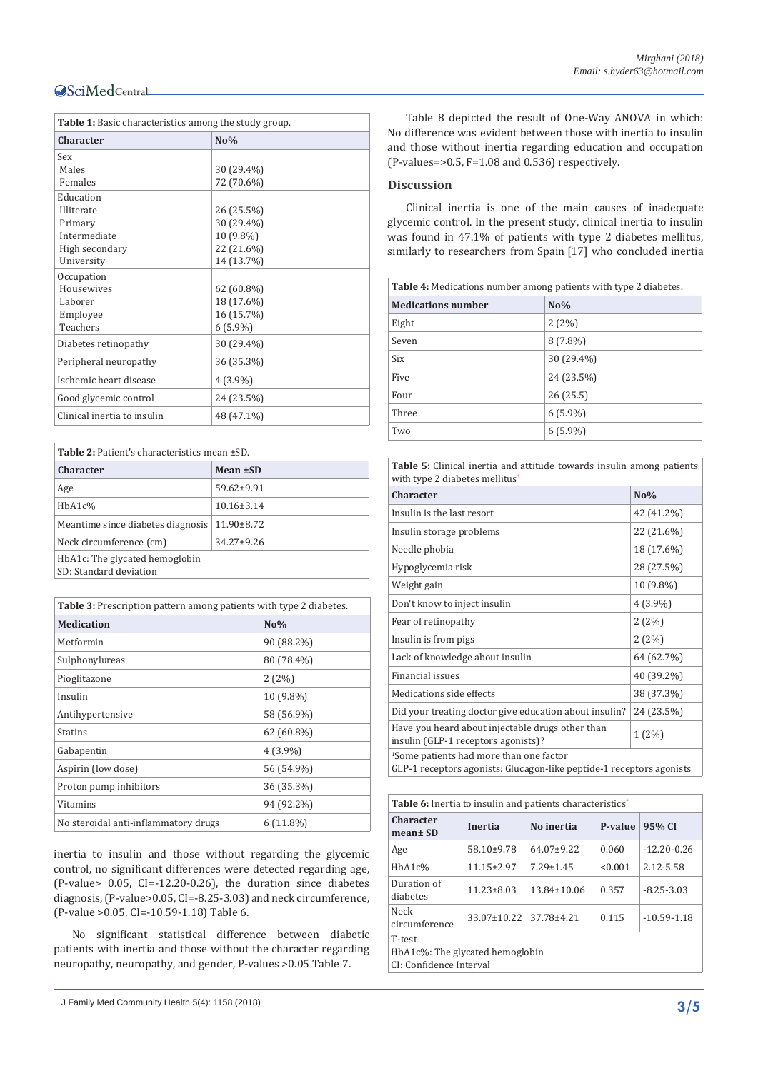**Table 1:** Basic characteristics among the study group.

| Character | No% |
|---|---|
| Sex | |
| Males | 30 (29.4%) |
| Females | 72 (70.6%) |
| Education | |
| Illiterate | 26 (25.5%) |
| Primary | 30 (29.4%) |
| Intermediate | 10 (9.8%) |
| High secondary | 22 (21.6%) |
| University | 14 (13.7%) |
| Occupation | |
| Housewives | 62 (60.8%) |
| Laborer | 18 (17.6%) |
| Employee | 16 (15.7%) |
| Teachers | 6 (5.9%) |
| Diabetes retinopathy | 30 (29.4%) |
| Peripheral neuropathy | 36 (35.3%) |
| Ischemic heart disease | 4 (3.9%) |
| Good glycemic control | 24 (23.5%) |
| Clinical inertia to insulin | 48 (47.1%) |

**Table 2:** Patient's characteristics mean ±SD.

| Character | Mean ±SD |
|---|---|
| Age | 59.62±9.91 |
| HbA1c% | 10.16±3.14 |
| Meantime since diabetes diagnosis | 11.90±8.72 |
| Neck circumference (cm) | 34.27±9.26 |

HbA1c: The glycated hemoglobin
SD: Standard deviation

**Table 3:** Prescription pattern among patients with type 2 diabetes.

| Medication | No% |
|---|---|
| Metformin | 90 (88.2%) |
| Sulphonylureas | 80 (78.4%) |
| Pioglitazone | 2 (2%) |
| Insulin | 10 (9.8%) |
| Antihypertensive | 58 (56.9%) |
| Statins | 62 (60.8%) |
| Gabapentin | 4 (3.9%) |
| Aspirin (low dose) | 56 (54.9%) |
| Proton pump inhibitors | 36 (35.3%) |
| Vitamins | 94 (92.2%) |
| No steroidal anti-inflammatory drugs | 6 (11.8%) |

inertia to insulin and those without regarding the glycemic control, no significant differences were detected regarding age, (P-value> 0.05, CI=-12.20-0.26), the duration since diabetes diagnosis, (P-value>0.05, CI=-8.25-3.03) and neck circumference, (P-value >0.05, CI=-10.59-1.18) Table 6.

No significant statistical difference between diabetic patients with inertia and those without the character regarding neuropathy, neuropathy, and gender, P-values >0.05 Table 7.

Table 8 depicted the result of One-Way ANOVA in which: No difference was evident between those with inertia to insulin and those without inertia regarding education and occupation (P-values=>0.5, F=1.08 and 0.536) respectively.

## Discussion

Clinical inertia is one of the main causes of inadequate glycemic control. In the present study, clinical inertia to insulin was found in 47.1% of patients with type 2 diabetes mellitus, similarly to researchers from Spain [17] who concluded inertia

**Table 4:** Medications number among patients with type 2 diabetes.

| Medications number | No% |
|---|---|
| Eight | 2 (2%) |
| Seven | 8 (7.8%) |
| Six | 30 (29.4%) |
| Five | 24 (23.5%) |
| Four | 26 (25.5) |
| Three | 6 (5.9%) |
| Two | 6 (5.9%) |

**Table 5:** Clinical inertia and attitude towards insulin among patients with type 2 diabetes mellitus[1]

| Character | No% |
|---|---|
| Insulin is the last resort | 42 (41.2%) |
| Insulin storage problems | 22 (21.6%) |
| Needle phobia | 18 (17.6%) |
| Hypoglycemia risk | 28 (27.5%) |
| Weight gain | 10 (9.8%) |
| Don't know to inject insulin | 4 (3.9%) |
| Fear of retinopathy | 2 (2%) |
| Insulin is from pigs | 2 (2%) |
| Lack of knowledge about insulin | 64 (62.7%) |
| Financial issues | 40 (39.2%) |
| Medications side effects | 38 (37.3%) |
| Did your treating doctor give education about insulin? | 24 (23.5%) |
| Have you heard about injectable drugs other than insulin (GLP-1 receptors agonists)? | 1 (2%) |

[1]Some patients had more than one factor
GLP-1 receptors agonists: Glucagon-like peptide-1 receptors agonists

**Table 6:** Inertia to insulin and patients characteristics[*]

| Character mean± SD | Inertia | No inertia | P-value | 95% CI |
|---|---|---|---|---|
| Age | 58.10±9.78 | 64.07±9.22 | 0.060 | -12.20-0.26 |
| HbA1c% | 11.15±2.97 | 7.29±1.45 | <0.001 | 2.12-5.58 |
| Duration of diabetes | 11.23±8.03 | 13.84±10.06 | 0.357 | -8.25-3.03 |
| Neck circumference | 33.07±10.22 | 37.78±4.21 | 0.115 | -10.59-1.18 |

T-test
HbA1c%: The glycated hemoglobin
CI: Confidence Interval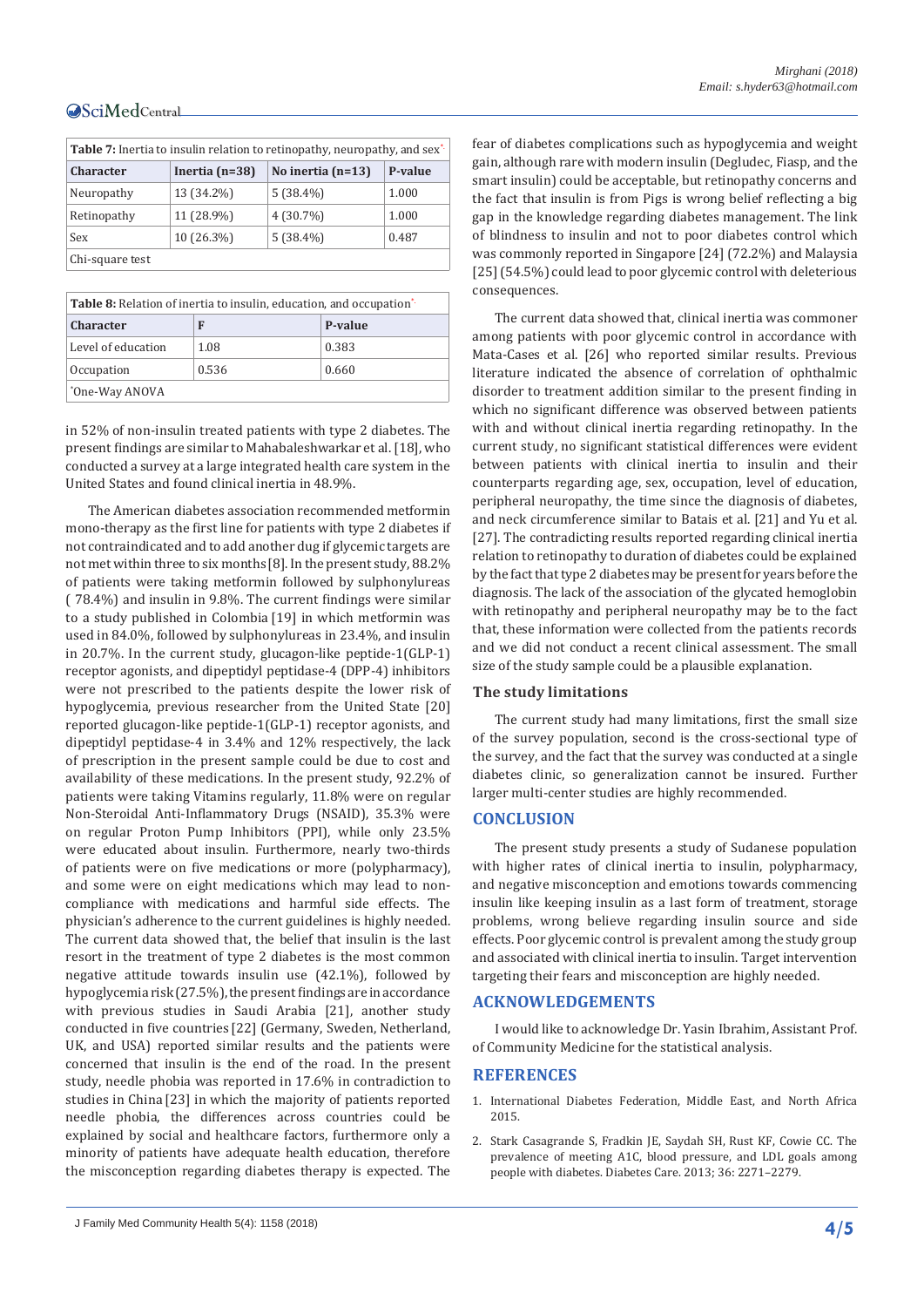**Table 7:** Inertia to insulin relation to retinopathy, neuropathy, and sex*

| Character | Inertia (n=38) | No inertia (n=13) | P-value |
|---|---|---|---|
| Neuropathy | 13 (34.2%) | 5 (38.4%) | 1.000 |
| Retinopathy | 11 (28.9%) | 4 (30.7%) | 1.000 |
| Sex | 10 (26.3%) | 5 (38.4%) | 0.487 |
| Chi-square test | | | |

**Table 8:** Relation of inertia to insulin, education, and occupation*

| Character | F | P-value |
|---|---|---|
| Level of education | 1.08 | 0.383 |
| Occupation | 0.536 | 0.660 |
| *One-Way ANOVA | | |

in 52% of non-insulin treated patients with type 2 diabetes. The present findings are similar to Mahabaleshwarkar et al. [18], who conducted a survey at a large integrated health care system in the United States and found clinical inertia in 48.9%.

The American diabetes association recommended metformin mono-therapy as the first line for patients with type 2 diabetes if not contraindicated and to add another dug if glycemic targets are not met within three to six months [8]. In the present study, 88.2% of patients were taking metformin followed by sulphonylureas ( 78.4%) and insulin in 9.8%. The current findings were similar to a study published in Colombia [19] in which metformin was used in 84.0%, followed by sulphonylureas in 23.4%, and insulin in 20.7%. In the current study, glucagon-like peptide-1(GLP-1) receptor agonists, and dipeptidyl peptidase-4 (DPP-4) inhibitors were not prescribed to the patients despite the lower risk of hypoglycemia, previous researcher from the United State [20] reported glucagon-like peptide-1(GLP-1) receptor agonists, and dipeptidyl peptidase-4 in 3.4% and 12% respectively, the lack of prescription in the present sample could be due to cost and availability of these medications. In the present study, 92.2% of patients were taking Vitamins regularly, 11.8% were on regular Non-Steroidal Anti-Inflammatory Drugs (NSAID), 35.3% were on regular Proton Pump Inhibitors (PPI), while only 23.5% were educated about insulin. Furthermore, nearly two-thirds of patients were on five medications or more (polypharmacy), and some were on eight medications which may lead to non-compliance with medications and harmful side effects. The physician's adherence to the current guidelines is highly needed. The current data showed that, the belief that insulin is the last resort in the treatment of type 2 diabetes is the most common negative attitude towards insulin use (42.1%), followed by hypoglycemia risk (27.5%), the present findings are in accordance with previous studies in Saudi Arabia [21], another study conducted in five countries [22] (Germany, Sweden, Netherland, UK, and USA) reported similar results and the patients were concerned that insulin is the end of the road. In the present study, needle phobia was reported in 17.6% in contradiction to studies in China [23] in which the majority of patients reported needle phobia, the differences across countries could be explained by social and healthcare factors, furthermore only a minority of patients have adequate health education, therefore the misconception regarding diabetes therapy is expected. The fear of diabetes complications such as hypoglycemia and weight gain, although rare with modern insulin (Degludec, Fiasp, and the smart insulin) could be acceptable, but retinopathy concerns and the fact that insulin is from Pigs is wrong belief reflecting a big gap in the knowledge regarding diabetes management. The link of blindness to insulin and not to poor diabetes control which was commonly reported in Singapore [24] (72.2%) and Malaysia [25] (54.5%) could lead to poor glycemic control with deleterious consequences.

The current data showed that, clinical inertia was commoner among patients with poor glycemic control in accordance with Mata-Cases et al. [26] who reported similar results. Previous literature indicated the absence of correlation of ophthalmic disorder to treatment addition similar to the present finding in which no significant difference was observed between patients with and without clinical inertia regarding retinopathy. In the current study, no significant statistical differences were evident between patients with clinical inertia to insulin and their counterparts regarding age, sex, occupation, level of education, peripheral neuropathy, the time since the diagnosis of diabetes, and neck circumference similar to Batais et al. [21] and Yu et al. [27]. The contradicting results reported regarding clinical inertia relation to retinopathy to duration of diabetes could be explained by the fact that type 2 diabetes may be present for years before the diagnosis. The lack of the association of the glycated hemoglobin with retinopathy and peripheral neuropathy may be to the fact that, these information were collected from the patients records and we did not conduct a recent clinical assessment. The small size of the study sample could be a plausible explanation.

### The study limitations

The current study had many limitations, first the small size of the survey population, second is the cross-sectional type of the survey, and the fact that the survey was conducted at a single diabetes clinic, so generalization cannot be insured. Further larger multi-center studies are highly recommended.

## CONCLUSION

The present study presents a study of Sudanese population with higher rates of clinical inertia to insulin, polypharmacy, and negative misconception and emotions towards commencing insulin like keeping insulin as a last form of treatment, storage problems, wrong believe regarding insulin source and side effects. Poor glycemic control is prevalent among the study group and associated with clinical inertia to insulin. Target intervention targeting their fears and misconception are highly needed.

## ACKNOWLEDGEMENTS

I would like to acknowledge Dr. Yasin Ibrahim, Assistant Prof. of Community Medicine for the statistical analysis.

## REFERENCES

1. International Diabetes Federation, Middle East, and North Africa 2015.
2. Stark Casagrande S, Fradkin JE, Saydah SH, Rust KF, Cowie CC. The prevalence of meeting A1C, blood pressure, and LDL goals among people with diabetes. Diabetes Care. 2013; 36: 2271–2279.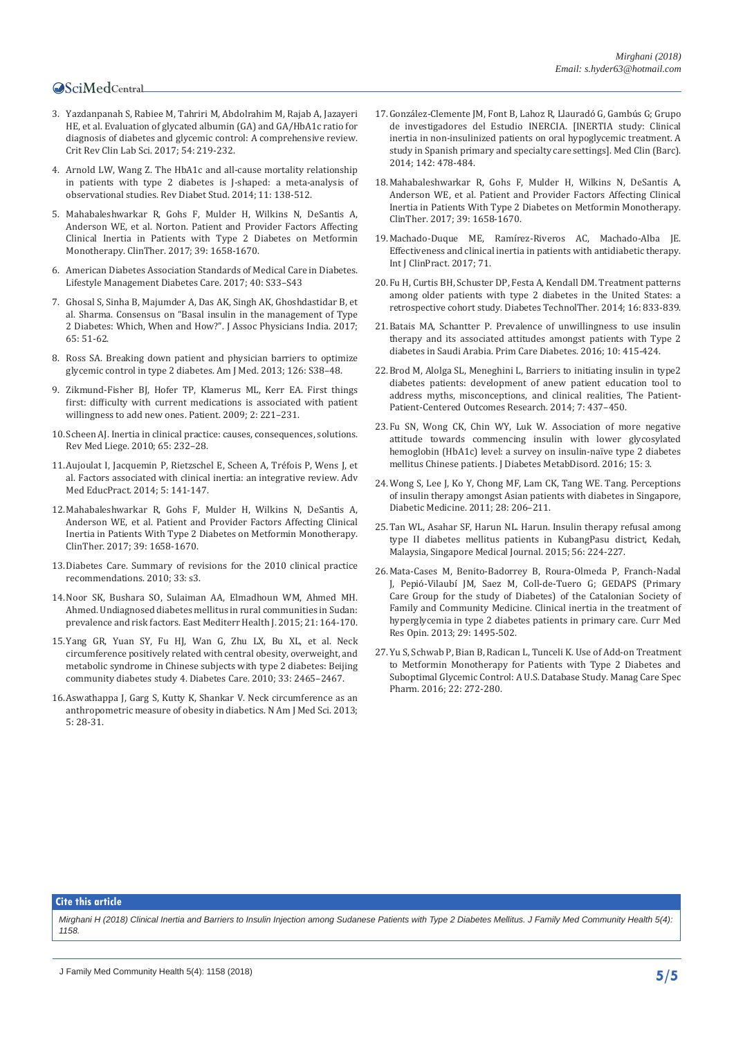3. Yazdanpanah S, Rabiee M, Tahriri M, Abdolrahim M, Rajab A, Jazayeri HE, et al. Evaluation of glycated albumin (GA) and GA/HbA1c ratio for diagnosis of diabetes and glycemic control: A comprehensive review. Crit Rev Clin Lab Sci. 2017; 54: 219-232.

4. Arnold LW, Wang Z. The HbA1c and all-cause mortality relationship in patients with type 2 diabetes is J-shaped: a meta-analysis of observational studies. Rev Diabet Stud. 2014; 11: 138-512.

5. Mahabaleshwarkar R, Gohs F, Mulder H, Wilkins N, DeSantis A, Anderson WE, et al. Norton. Patient and Provider Factors Affecting Clinical Inertia in Patients with Type 2 Diabetes on Metformin Monotherapy. ClinTher. 2017; 39: 1658-1670.

6. American Diabetes Association Standards of Medical Care in Diabetes. Lifestyle Management Diabetes Care. 2017; 40: S33–S43

7. Ghosal S, Sinha B, Majumder A, Das AK, Singh AK, Ghoshdastidar B, et al. Sharma. Consensus on "Basal insulin in the management of Type 2 Diabetes: Which, When and How?". J Assoc Physicians India. 2017; 65: 51-62.

8. Ross SA. Breaking down patient and physician barriers to optimize glycemic control in type 2 diabetes. Am J Med. 2013; 126: S38–48.

9. Zikmund-Fisher BJ, Hofer TP, Klamerus ML, Kerr EA. First things first: difficulty with current medications is associated with patient willingness to add new ones. Patient. 2009; 2: 221–231.

10. Scheen AJ. Inertia in clinical practice: causes, consequences, solutions. Rev Med Liege. 2010; 65: 232–28.

11. Aujoulat I, Jacquemin P, Rietzschel E, Scheen A, Tréfois P, Wens J, et al. Factors associated with clinical inertia: an integrative review. Adv Med EducPract. 2014; 5: 141-147.

12. Mahabaleshwarkar R, Gohs F, Mulder H, Wilkins N, DeSantis A, Anderson WE, et al. Patient and Provider Factors Affecting Clinical Inertia in Patients With Type 2 Diabetes on Metformin Monotherapy. ClinTher. 2017; 39: 1658-1670.

13. Diabetes Care. Summary of revisions for the 2010 clinical practice recommendations. 2010; 33: s3.

14. Noor SK, Bushara SO, Sulaiman AA, Elmadhoun WM, Ahmed MH. Ahmed. Undiagnosed diabetes mellitus in rural communities in Sudan: prevalence and risk factors. East Mediterr Health J. 2015; 21: 164-170.

15. Yang GR, Yuan SY, Fu HJ, Wan G, Zhu LX, Bu XL, et al. Neck circumference positively related with central obesity, overweight, and metabolic syndrome in Chinese subjects with type 2 diabetes: Beijing community diabetes study 4. Diabetes Care. 2010; 33: 2465–2467.

16. Aswathappa J, Garg S, Kutty K, Shankar V. Neck circumference as an anthropometric measure of obesity in diabetics. N Am J Med Sci. 2013; 5: 28-31.

17. González-Clemente JM, Font B, Lahoz R, Llauradó G, Gambús G; Grupo de investigadores del Estudio INERCIA. [INERTIA study: Clinical inertia in non-insulinized patients on oral hypoglycemic treatment. A study in Spanish primary and specialty care settings]. Med Clin (Barc). 2014; 142: 478-484.

18. Mahabaleshwarkar R, Gohs F, Mulder H, Wilkins N, DeSantis A, Anderson WE, et al. Patient and Provider Factors Affecting Clinical Inertia in Patients With Type 2 Diabetes on Metformin Monotherapy. ClinTher. 2017; 39: 1658-1670.

19. Machado-Duque ME, Ramírez-Riveros AC, Machado-Alba JE. Effectiveness and clinical inertia in patients with antidiabetic therapy. Int J ClinPract. 2017; 71.

20. Fu H, Curtis BH, Schuster DP, Festa A, Kendall DM. Treatment patterns among older patients with type 2 diabetes in the United States: a retrospective cohort study. Diabetes TechnolTher. 2014; 16: 833-839.

21. Batais MA, Schantter P. Prevalence of unwillingness to use insulin therapy and its associated attitudes amongst patients with Type 2 diabetes in Saudi Arabia. Prim Care Diabetes. 2016; 10: 415-424.

22. Brod M, Alolga SL, Meneghini L, Barriers to initiating insulin in type2 diabetes patients: development of anew patient education tool to address myths, misconceptions, and clinical realities, The Patient-Patient-Centered Outcomes Research. 2014; 7: 437–450.

23. Fu SN, Wong CK, Chin WY, Luk W. Association of more negative attitude towards commencing insulin with lower glycosylated hemoglobin (HbA1c) level: a survey on insulin-naïve type 2 diabetes mellitus Chinese patients. J Diabetes MetabDisord. 2016; 15: 3.

24. Wong S, Lee J, Ko Y, Chong MF, Lam CK, Tang WE. Tang. Perceptions of insulin therapy amongst Asian patients with diabetes in Singapore, Diabetic Medicine. 2011; 28: 206–211.

25. Tan WL, Asahar SF, Harun NL. Harun. Insulin therapy refusal among type II diabetes mellitus patients in KubangPasu district, Kedah, Malaysia, Singapore Medical Journal. 2015; 56: 224-227.

26. Mata-Cases M, Benito-Badorrey B, Roura-Olmeda P, Franch-Nadal J, Pepió-Vilaubí JM, Saez M, Coll-de-Tuero G; GEDAPS (Primary Care Group for the study of Diabetes) of the Catalonian Society of Family and Community Medicine. Clinical inertia in the treatment of hyperglycemia in type 2 diabetes patients in primary care. Curr Med Res Opin. 2013; 29: 1495-502.

27. Yu S, Schwab P, Bian B, Radican L, Tunceli K. Use of Add-on Treatment to Metformin Monotherapy for Patients with Type 2 Diabetes and Suboptimal Glycemic Control: A U.S. Database Study. Manag Care Spec Pharm. 2016; 22: 272-280.

**Cite this article**

*Mirghani H (2018) Clinical Inertia and Barriers to Insulin Injection among Sudanese Patients with Type 2 Diabetes Mellitus. J Family Med Community Health 5(4): 1158.*